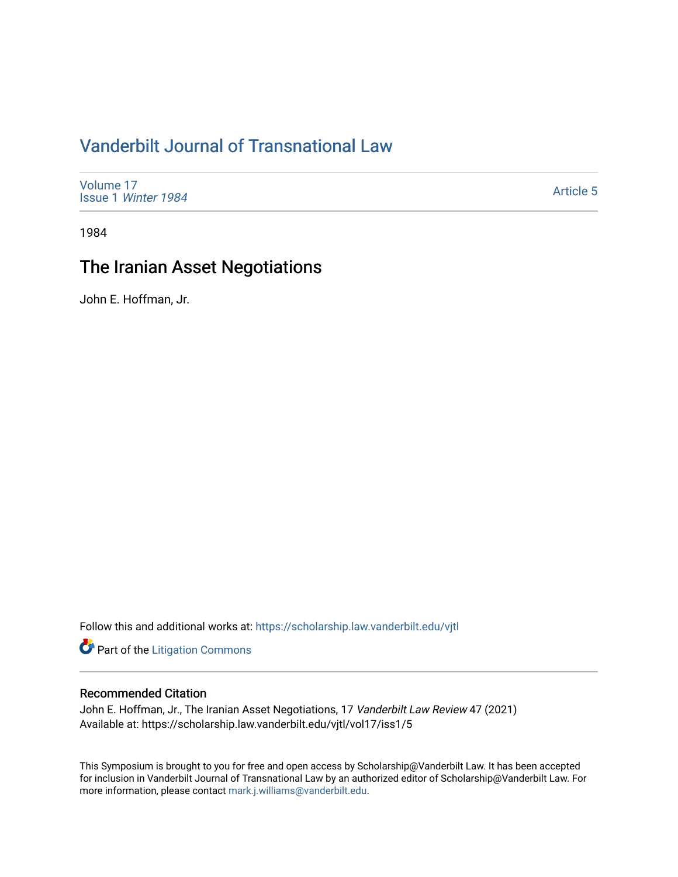# Vanderbilt Journal of Transnational Law

Volume 17
Issue 1 *Winter 1984*

Article 5

1984

## The Iranian Asset Negotiations

John E. Hoffman, Jr.

Follow this and additional works at: https://scholarship.law.vanderbilt.edu/vjtl

Part of the Litigation Commons

### Recommended Citation

John E. Hoffman, Jr., The Iranian Asset Negotiations, 17 *Vanderbilt Law Review* 47 (2021)
Available at: https://scholarship.law.vanderbilt.edu/vjtl/vol17/iss1/5

This Symposium is brought to you for free and open access by Scholarship@Vanderbilt Law. It has been accepted for inclusion in Vanderbilt Journal of Transnational Law by an authorized editor of Scholarship@Vanderbilt Law. For more information, please contact mark.j.williams@vanderbilt.edu.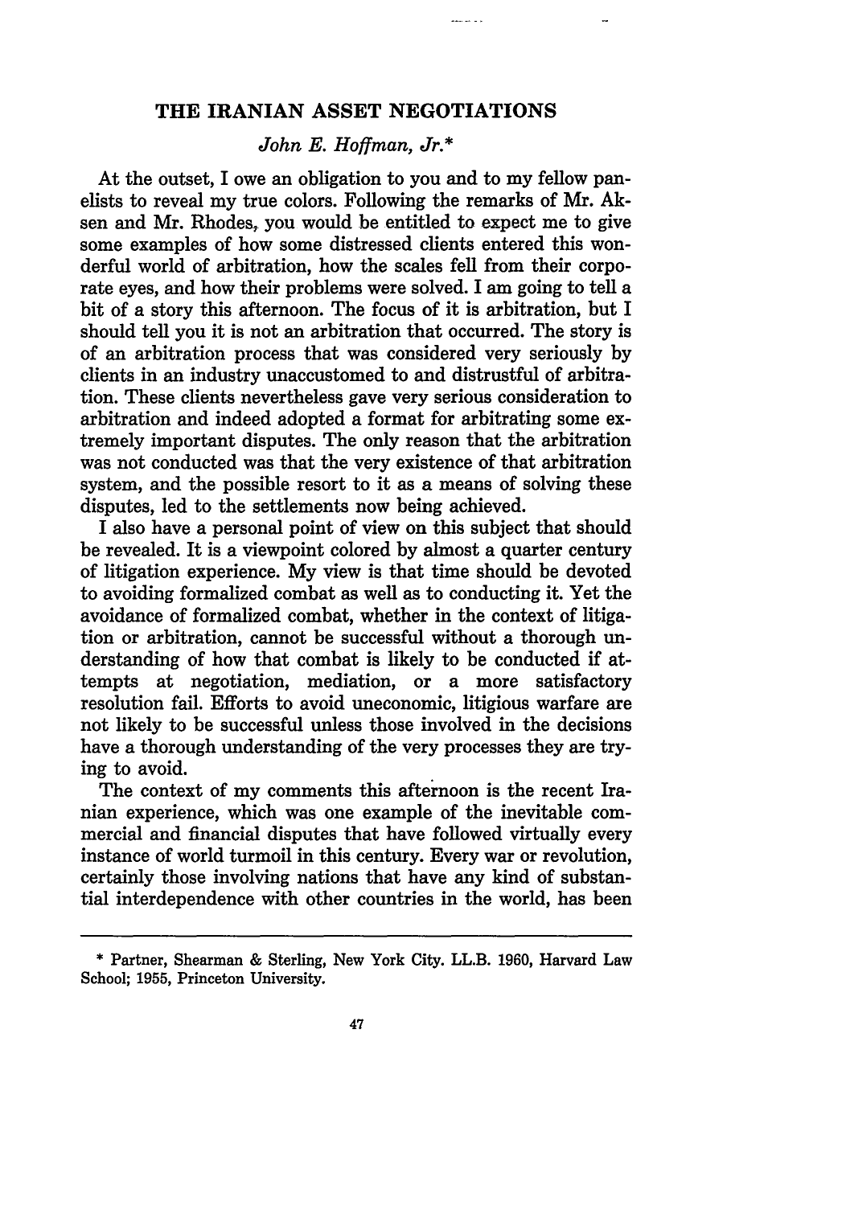## THE IRANIAN ASSET NEGOTIATIONS

*John E. Hoffman, Jr.**

At the outset, I owe an obligation to you and to my fellow panelists to reveal my true colors. Following the remarks of Mr. Aksen and Mr. Rhodes, you would be entitled to expect me to give some examples of how some distressed clients entered this wonderful world of arbitration, how the scales fell from their corporate eyes, and how their problems were solved. I am going to tell a bit of a story this afternoon. The focus of it is arbitration, but I should tell you it is not an arbitration that occurred. The story is of an arbitration process that was considered very seriously by clients in an industry unaccustomed to and distrustful of arbitration. These clients nevertheless gave very serious consideration to arbitration and indeed adopted a format for arbitrating some extremely important disputes. The only reason that the arbitration was not conducted was that the very existence of that arbitration system, and the possible resort to it as a means of solving these disputes, led to the settlements now being achieved.

I also have a personal point of view on this subject that should be revealed. It is a viewpoint colored by almost a quarter century of litigation experience. My view is that time should be devoted to avoiding formalized combat as well as to conducting it. Yet the avoidance of formalized combat, whether in the context of litigation or arbitration, cannot be successful without a thorough understanding of how that combat is likely to be conducted if attempts at negotiation, mediation, or a more satisfactory resolution fail. Efforts to avoid uneconomic, litigious warfare are not likely to be successful unless those involved in the decisions have a thorough understanding of the very processes they are trying to avoid.

The context of my comments this afternoon is the recent Iranian experience, which was one example of the inevitable commercial and financial disputes that have followed virtually every instance of world turmoil in this century. Every war or revolution, certainly those involving nations that have any kind of substantial interdependence with other countries in the world, has been

---

\* Partner, Shearman & Sterling, New York City. LL.B. 1960, Harvard Law School; 1955, Princeton University.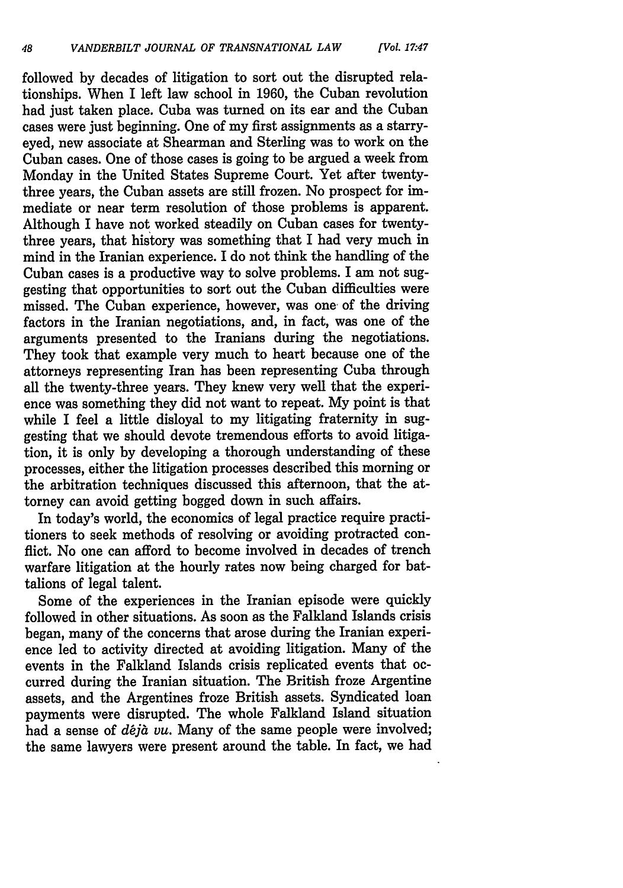followed by decades of litigation to sort out the disrupted relationships. When I left law school in 1960, the Cuban revolution had just taken place. Cuba was turned on its ear and the Cuban cases were just beginning. One of my first assignments as a starry-eyed, new associate at Shearman and Sterling was to work on the Cuban cases. One of those cases is going to be argued a week from Monday in the United States Supreme Court. Yet after twenty-three years, the Cuban assets are still frozen. No prospect for immediate or near term resolution of those problems is apparent. Although I have not worked steadily on Cuban cases for twenty-three years, that history was something that I had very much in mind in the Iranian experience. I do not think the handling of the Cuban cases is a productive way to solve problems. I am not suggesting that opportunities to sort out the Cuban difficulties were missed. The Cuban experience, however, was one of the driving factors in the Iranian negotiations, and, in fact, was one of the arguments presented to the Iranians during the negotiations. They took that example very much to heart because one of the attorneys representing Iran has been representing Cuba through all the twenty-three years. They knew very well that the experience was something they did not want to repeat. My point is that while I feel a little disloyal to my litigating fraternity in suggesting that we should devote tremendous efforts to avoid litigation, it is only by developing a thorough understanding of these processes, either the litigation processes described this morning or the arbitration techniques discussed this afternoon, that the attorney can avoid getting bogged down in such affairs.

In today's world, the economics of legal practice require practitioners to seek methods of resolving or avoiding protracted conflict. No one can afford to become involved in decades of trench warfare litigation at the hourly rates now being charged for battalions of legal talent.

Some of the experiences in the Iranian episode were quickly followed in other situations. As soon as the Falkland Islands crisis began, many of the concerns that arose during the Iranian experience led to activity directed at avoiding litigation. Many of the events in the Falkland Islands crisis replicated events that occurred during the Iranian situation. The British froze Argentine assets, and the Argentines froze British assets. Syndicated loan payments were disrupted. The whole Falkland Island situation had a sense of *déjà vu*. Many of the same people were involved; the same lawyers were present around the table. In fact, we had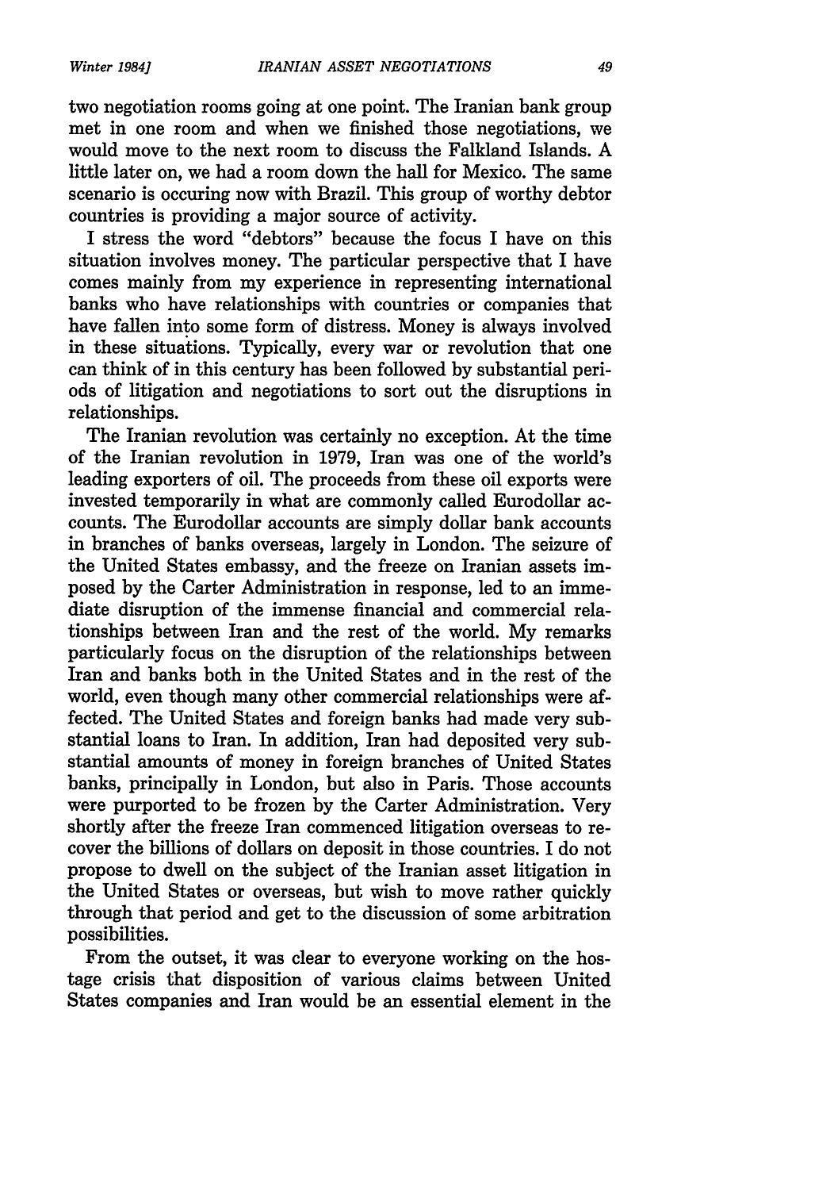two negotiation rooms going at one point. The Iranian bank group met in one room and when we finished those negotiations, we would move to the next room to discuss the Falkland Islands. A little later on, we had a room down the hall for Mexico. The same scenario is occuring now with Brazil. This group of worthy debtor countries is providing a major source of activity.

I stress the word "debtors" because the focus I have on this situation involves money. The particular perspective that I have comes mainly from my experience in representing international banks who have relationships with countries or companies that have fallen into some form of distress. Money is always involved in these situations. Typically, every war or revolution that one can think of in this century has been followed by substantial periods of litigation and negotiations to sort out the disruptions in relationships.

The Iranian revolution was certainly no exception. At the time of the Iranian revolution in 1979, Iran was one of the world's leading exporters of oil. The proceeds from these oil exports were invested temporarily in what are commonly called Eurodollar accounts. The Eurodollar accounts are simply dollar bank accounts in branches of banks overseas, largely in London. The seizure of the United States embassy, and the freeze on Iranian assets imposed by the Carter Administration in response, led to an immediate disruption of the immense financial and commercial relationships between Iran and the rest of the world. My remarks particularly focus on the disruption of the relationships between Iran and banks both in the United States and in the rest of the world, even though many other commercial relationships were affected. The United States and foreign banks had made very substantial loans to Iran. In addition, Iran had deposited very substantial amounts of money in foreign branches of United States banks, principally in London, but also in Paris. Those accounts were purported to be frozen by the Carter Administration. Very shortly after the freeze Iran commenced litigation overseas to recover the billions of dollars on deposit in those countries. I do not propose to dwell on the subject of the Iranian asset litigation in the United States or overseas, but wish to move rather quickly through that period and get to the discussion of some arbitration possibilities.

From the outset, it was clear to everyone working on the hostage crisis that disposition of various claims between United States companies and Iran would be an essential element in the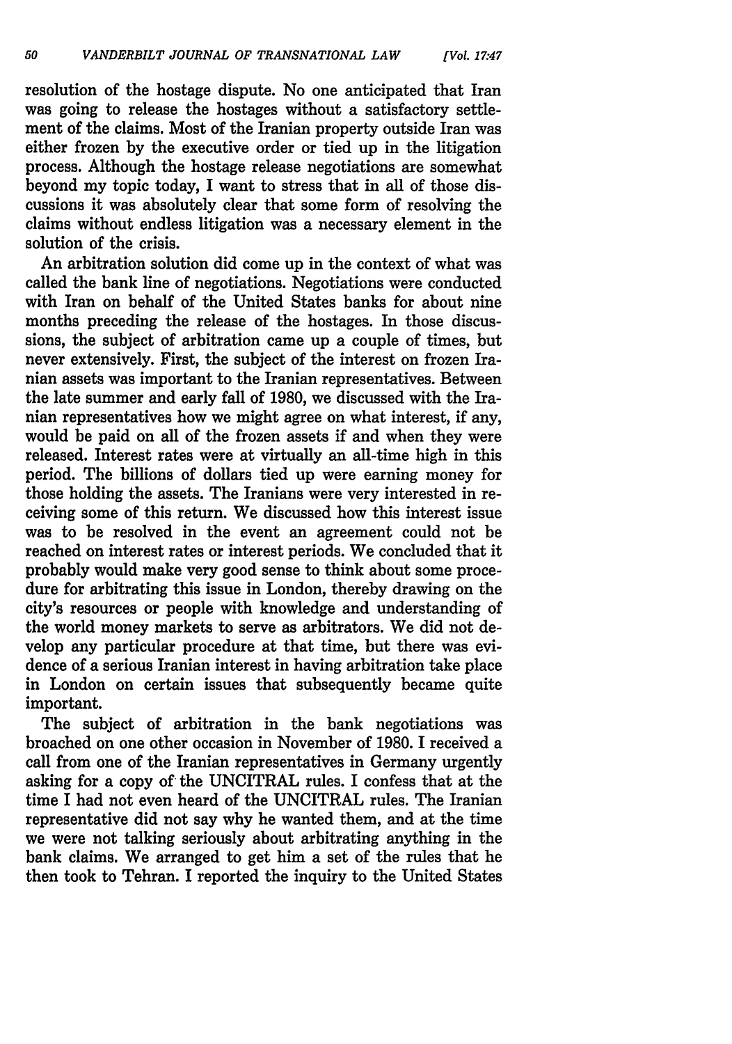resolution of the hostage dispute. No one anticipated that Iran was going to release the hostages without a satisfactory settlement of the claims. Most of the Iranian property outside Iran was either frozen by the executive order or tied up in the litigation process. Although the hostage release negotiations are somewhat beyond my topic today, I want to stress that in all of those discussions it was absolutely clear that some form of resolving the claims without endless litigation was a necessary element in the solution of the crisis.

An arbitration solution did come up in the context of what was called the bank line of negotiations. Negotiations were conducted with Iran on behalf of the United States banks for about nine months preceding the release of the hostages. In those discussions, the subject of arbitration came up a couple of times, but never extensively. First, the subject of the interest on frozen Iranian assets was important to the Iranian representatives. Between the late summer and early fall of 1980, we discussed with the Iranian representatives how we might agree on what interest, if any, would be paid on all of the frozen assets if and when they were released. Interest rates were at virtually an all-time high in this period. The billions of dollars tied up were earning money for those holding the assets. The Iranians were very interested in receiving some of this return. We discussed how this interest issue was to be resolved in the event an agreement could not be reached on interest rates or interest periods. We concluded that it probably would make very good sense to think about some procedure for arbitrating this issue in London, thereby drawing on the city's resources or people with knowledge and understanding of the world money markets to serve as arbitrators. We did not develop any particular procedure at that time, but there was evidence of a serious Iranian interest in having arbitration take place in London on certain issues that subsequently became quite important.

The subject of arbitration in the bank negotiations was broached on one other occasion in November of 1980. I received a call from one of the Iranian representatives in Germany urgently asking for a copy of the UNCITRAL rules. I confess that at the time I had not even heard of the UNCITRAL rules. The Iranian representative did not say why he wanted them, and at the time we were not talking seriously about arbitrating anything in the bank claims. We arranged to get him a set of the rules that he then took to Tehran. I reported the inquiry to the United States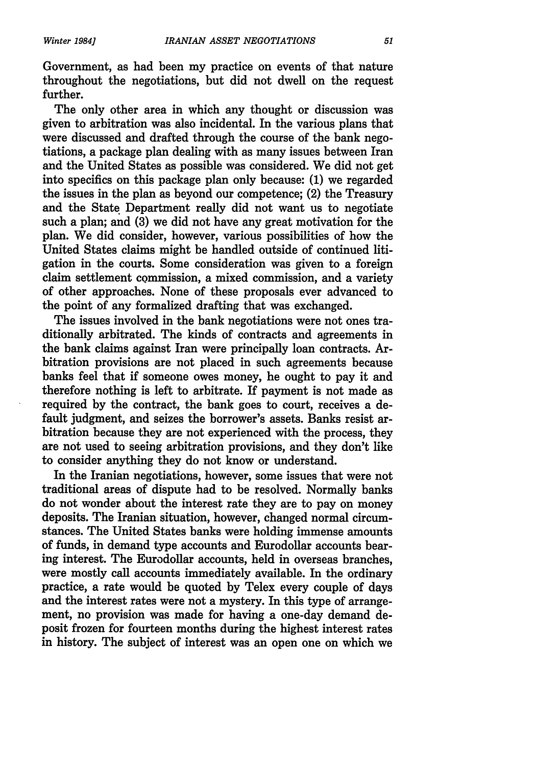Government, as had been my practice on events of that nature throughout the negotiations, but did not dwell on the request further.

The only other area in which any thought or discussion was given to arbitration was also incidental. In the various plans that were discussed and drafted through the course of the bank negotiations, a package plan dealing with as many issues between Iran and the United States as possible was considered. We did not get into specifics on this package plan only because: (1) we regarded the issues in the plan as beyond our competence; (2) the Treasury and the State Department really did not want us to negotiate such a plan; and (3) we did not have any great motivation for the plan. We did consider, however, various possibilities of how the United States claims might be handled outside of continued litigation in the courts. Some consideration was given to a foreign claim settlement commission, a mixed commission, and a variety of other approaches. None of these proposals ever advanced to the point of any formalized drafting that was exchanged.

The issues involved in the bank negotiations were not ones traditionally arbitrated. The kinds of contracts and agreements in the bank claims against Iran were principally loan contracts. Arbitration provisions are not placed in such agreements because banks feel that if someone owes money, he ought to pay it and therefore nothing is left to arbitrate. If payment is not made as required by the contract, the bank goes to court, receives a default judgment, and seizes the borrower's assets. Banks resist arbitration because they are not experienced with the process, they are not used to seeing arbitration provisions, and they don't like to consider anything they do not know or understand.

In the Iranian negotiations, however, some issues that were not traditional areas of dispute had to be resolved. Normally banks do not wonder about the interest rate they are to pay on money deposits. The Iranian situation, however, changed normal circumstances. The United States banks were holding immense amounts of funds, in demand type accounts and Eurodollar accounts bearing interest. The Eurodollar accounts, held in overseas branches, were mostly call accounts immediately available. In the ordinary practice, a rate would be quoted by Telex every couple of days and the interest rates were not a mystery. In this type of arrangement, no provision was made for having a one-day demand deposit frozen for fourteen months during the highest interest rates in history. The subject of interest was an open one on which we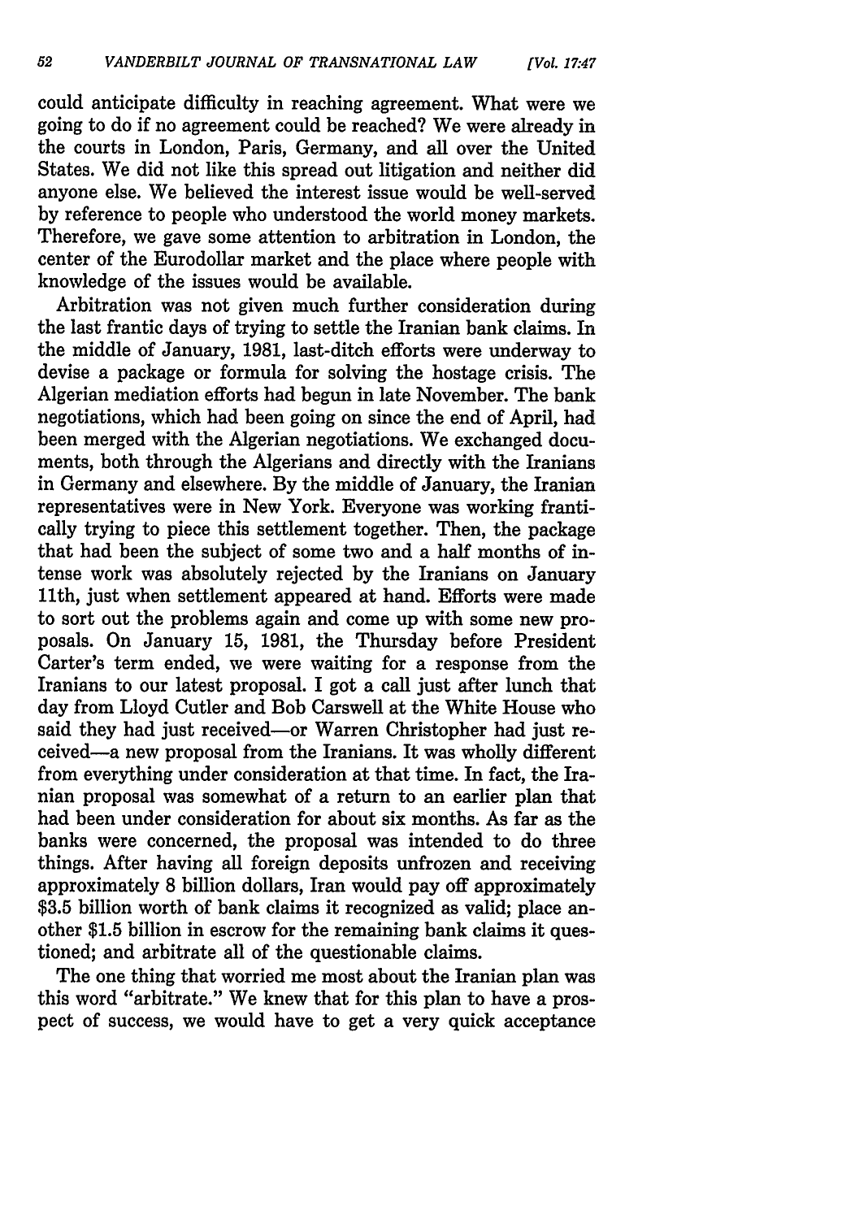could anticipate difficulty in reaching agreement. What were we going to do if no agreement could be reached? We were already in the courts in London, Paris, Germany, and all over the United States. We did not like this spread out litigation and neither did anyone else. We believed the interest issue would be well-served by reference to people who understood the world money markets. Therefore, we gave some attention to arbitration in London, the center of the Eurodollar market and the place where people with knowledge of the issues would be available.

Arbitration was not given much further consideration during the last frantic days of trying to settle the Iranian bank claims. In the middle of January, 1981, last-ditch efforts were underway to devise a package or formula for solving the hostage crisis. The Algerian mediation efforts had begun in late November. The bank negotiations, which had been going on since the end of April, had been merged with the Algerian negotiations. We exchanged documents, both through the Algerians and directly with the Iranians in Germany and elsewhere. By the middle of January, the Iranian representatives were in New York. Everyone was working frantically trying to piece this settlement together. Then, the package that had been the subject of some two and a half months of intense work was absolutely rejected by the Iranians on January 11th, just when settlement appeared at hand. Efforts were made to sort out the problems again and come up with some new proposals. On January 15, 1981, the Thursday before President Carter's term ended, we were waiting for a response from the Iranians to our latest proposal. I got a call just after lunch that day from Lloyd Cutler and Bob Carswell at the White House who said they had just received—or Warren Christopher had just received—a new proposal from the Iranians. It was wholly different from everything under consideration at that time. In fact, the Iranian proposal was somewhat of a return to an earlier plan that had been under consideration for about six months. As far as the banks were concerned, the proposal was intended to do three things. After having all foreign deposits unfrozen and receiving approximately 8 billion dollars, Iran would pay off approximately $3.5 billion worth of bank claims it recognized as valid; place another $1.5 billion in escrow for the remaining bank claims it questioned; and arbitrate all of the questionable claims.

The one thing that worried me most about the Iranian plan was this word "arbitrate." We knew that for this plan to have a prospect of success, we would have to get a very quick acceptance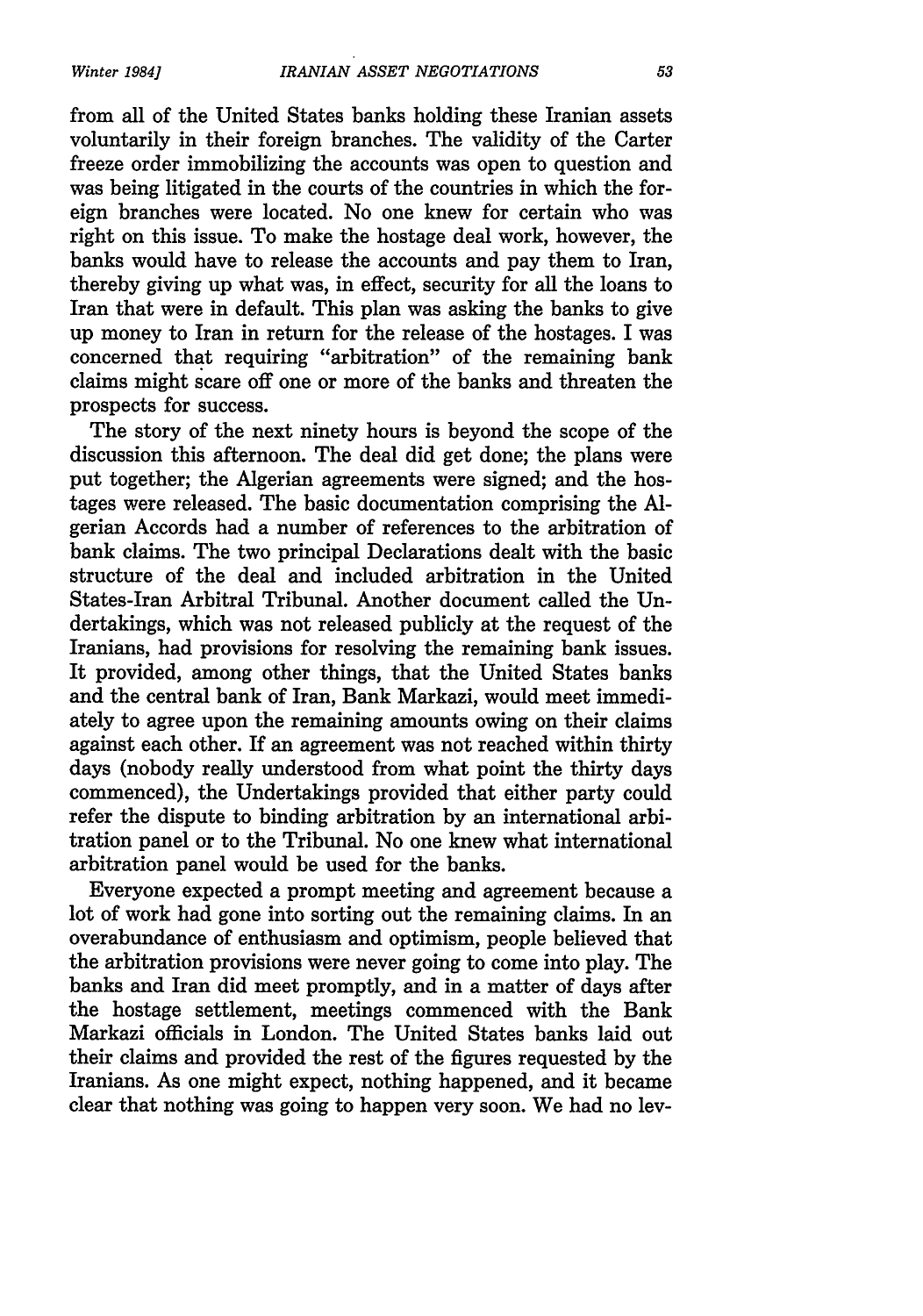from all of the United States banks holding these Iranian assets voluntarily in their foreign branches. The validity of the Carter freeze order immobilizing the accounts was open to question and was being litigated in the courts of the countries in which the foreign branches were located. No one knew for certain who was right on this issue. To make the hostage deal work, however, the banks would have to release the accounts and pay them to Iran, thereby giving up what was, in effect, security for all the loans to Iran that were in default. This plan was asking the banks to give up money to Iran in return for the release of the hostages. I was concerned that requiring "arbitration" of the remaining bank claims might scare off one or more of the banks and threaten the prospects for success.

The story of the next ninety hours is beyond the scope of the discussion this afternoon. The deal did get done; the plans were put together; the Algerian agreements were signed; and the hostages were released. The basic documentation comprising the Algerian Accords had a number of references to the arbitration of bank claims. The two principal Declarations dealt with the basic structure of the deal and included arbitration in the United States-Iran Arbitral Tribunal. Another document called the Undertakings, which was not released publicly at the request of the Iranians, had provisions for resolving the remaining bank issues. It provided, among other things, that the United States banks and the central bank of Iran, Bank Markazi, would meet immediately to agree upon the remaining amounts owing on their claims against each other. If an agreement was not reached within thirty days (nobody really understood from what point the thirty days commenced), the Undertakings provided that either party could refer the dispute to binding arbitration by an international arbitration panel or to the Tribunal. No one knew what international arbitration panel would be used for the banks.

Everyone expected a prompt meeting and agreement because a lot of work had gone into sorting out the remaining claims. In an overabundance of enthusiasm and optimism, people believed that the arbitration provisions were never going to come into play. The banks and Iran did meet promptly, and in a matter of days after the hostage settlement, meetings commenced with the Bank Markazi officials in London. The United States banks laid out their claims and provided the rest of the figures requested by the Iranians. As one might expect, nothing happened, and it became clear that nothing was going to happen very soon. We had no lev-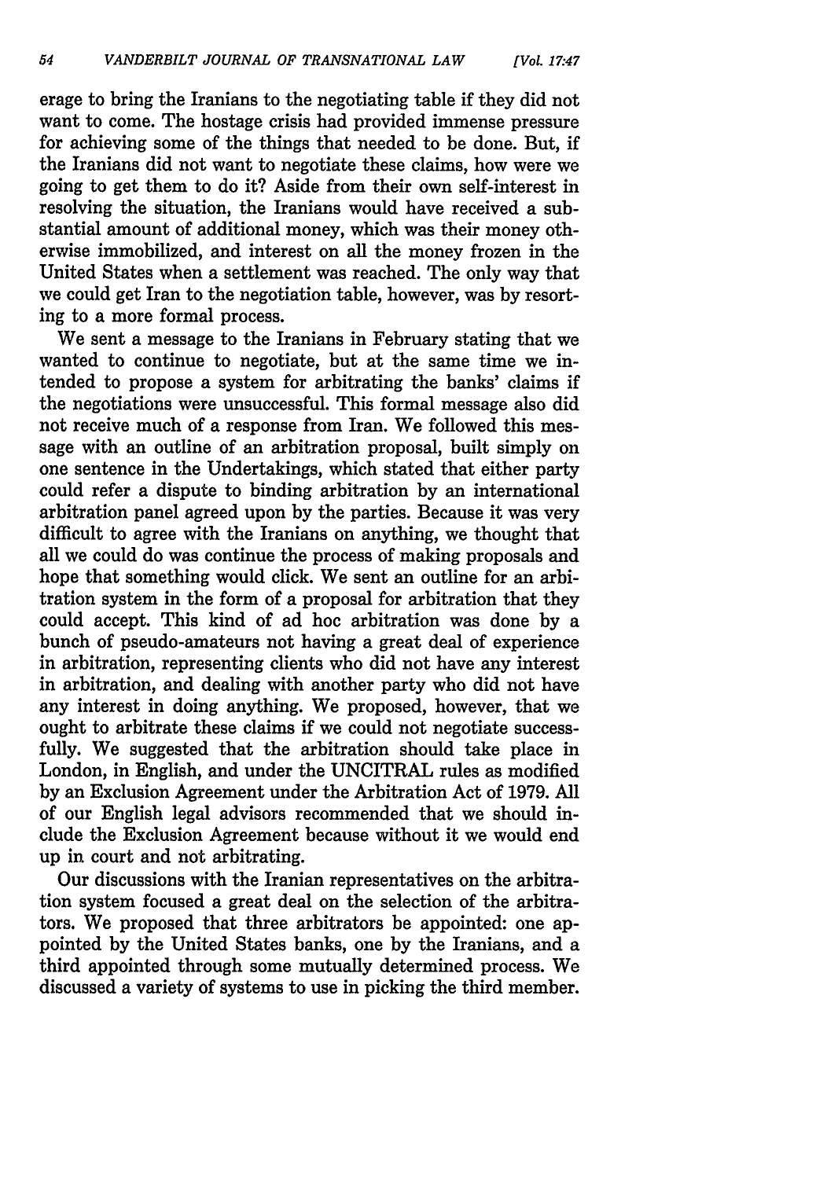erage to bring the Iranians to the negotiating table if they did not want to come. The hostage crisis had provided immense pressure for achieving some of the things that needed to be done. But, if the Iranians did not want to negotiate these claims, how were we going to get them to do it? Aside from their own self-interest in resolving the situation, the Iranians would have received a substantial amount of additional money, which was their money otherwise immobilized, and interest on all the money frozen in the United States when a settlement was reached. The only way that we could get Iran to the negotiation table, however, was by resorting to a more formal process.

We sent a message to the Iranians in February stating that we wanted to continue to negotiate, but at the same time we intended to propose a system for arbitrating the banks' claims if the negotiations were unsuccessful. This formal message also did not receive much of a response from Iran. We followed this message with an outline of an arbitration proposal, built simply on one sentence in the Undertakings, which stated that either party could refer a dispute to binding arbitration by an international arbitration panel agreed upon by the parties. Because it was very difficult to agree with the Iranians on anything, we thought that all we could do was continue the process of making proposals and hope that something would click. We sent an outline for an arbitration system in the form of a proposal for arbitration that they could accept. This kind of ad hoc arbitration was done by a bunch of pseudo-amateurs not having a great deal of experience in arbitration, representing clients who did not have any interest in arbitration, and dealing with another party who did not have any interest in doing anything. We proposed, however, that we ought to arbitrate these claims if we could not negotiate successfully. We suggested that the arbitration should take place in London, in English, and under the UNCITRAL rules as modified by an Exclusion Agreement under the Arbitration Act of 1979. All of our English legal advisors recommended that we should include the Exclusion Agreement because without it we would end up in court and not arbitrating.

Our discussions with the Iranian representatives on the arbitration system focused a great deal on the selection of the arbitrators. We proposed that three arbitrators be appointed: one appointed by the United States banks, one by the Iranians, and a third appointed through some mutually determined process. We discussed a variety of systems to use in picking the third member.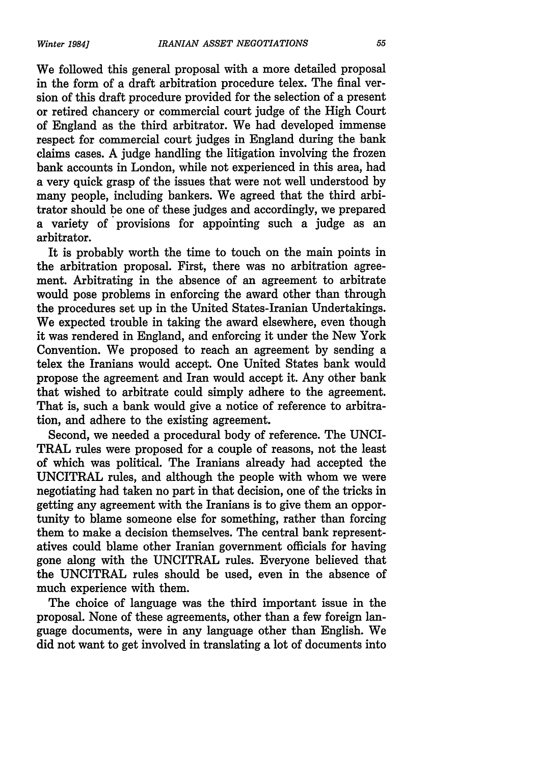We followed this general proposal with a more detailed proposal in the form of a draft arbitration procedure telex. The final version of this draft procedure provided for the selection of a present or retired chancery or commercial court judge of the High Court of England as the third arbitrator. We had developed immense respect for commercial court judges in England during the bank claims cases. A judge handling the litigation involving the frozen bank accounts in London, while not experienced in this area, had a very quick grasp of the issues that were not well understood by many people, including bankers. We agreed that the third arbitrator should be one of these judges and accordingly, we prepared a variety of provisions for appointing such a judge as an arbitrator.

It is probably worth the time to touch on the main points in the arbitration proposal. First, there was no arbitration agreement. Arbitrating in the absence of an agreement to arbitrate would pose problems in enforcing the award other than through the procedures set up in the United States-Iranian Undertakings. We expected trouble in taking the award elsewhere, even though it was rendered in England, and enforcing it under the New York Convention. We proposed to reach an agreement by sending a telex the Iranians would accept. One United States bank would propose the agreement and Iran would accept it. Any other bank that wished to arbitrate could simply adhere to the agreement. That is, such a bank would give a notice of reference to arbitration, and adhere to the existing agreement.

Second, we needed a procedural body of reference. The UNCITRAL rules were proposed for a couple of reasons, not the least of which was political. The Iranians already had accepted the UNCITRAL rules, and although the people with whom we were negotiating had taken no part in that decision, one of the tricks in getting any agreement with the Iranians is to give them an opportunity to blame someone else for something, rather than forcing them to make a decision themselves. The central bank representatives could blame other Iranian government officials for having gone along with the UNCITRAL rules. Everyone believed that the UNCITRAL rules should be used, even in the absence of much experience with them.

The choice of language was the third important issue in the proposal. None of these agreements, other than a few foreign language documents, were in any language other than English. We did not want to get involved in translating a lot of documents into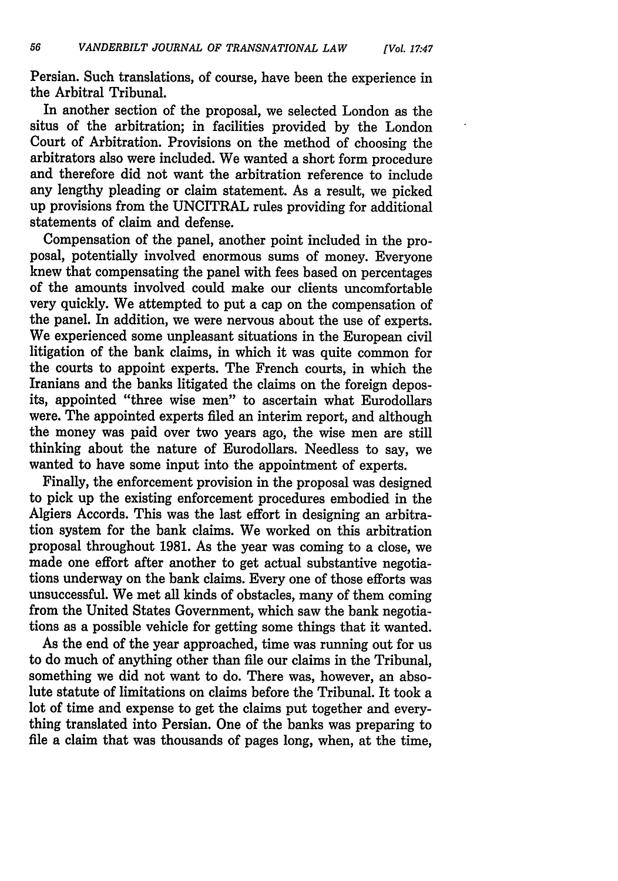Persian. Such translations, of course, have been the experience in the Arbitral Tribunal.

In another section of the proposal, we selected London as the situs of the arbitration; in facilities provided by the London Court of Arbitration. Provisions on the method of choosing the arbitrators also were included. We wanted a short form procedure and therefore did not want the arbitration reference to include any lengthy pleading or claim statement. As a result, we picked up provisions from the UNCITRAL rules providing for additional statements of claim and defense.

Compensation of the panel, another point included in the proposal, potentially involved enormous sums of money. Everyone knew that compensating the panel with fees based on percentages of the amounts involved could make our clients uncomfortable very quickly. We attempted to put a cap on the compensation of the panel. In addition, we were nervous about the use of experts. We experienced some unpleasant situations in the European civil litigation of the bank claims, in which it was quite common for the courts to appoint experts. The French courts, in which the Iranians and the banks litigated the claims on the foreign deposits, appointed "three wise men" to ascertain what Eurodollars were. The appointed experts filed an interim report, and although the money was paid over two years ago, the wise men are still thinking about the nature of Eurodollars. Needless to say, we wanted to have some input into the appointment of experts.

Finally, the enforcement provision in the proposal was designed to pick up the existing enforcement procedures embodied in the Algiers Accords. This was the last effort in designing an arbitration system for the bank claims. We worked on this arbitration proposal throughout 1981. As the year was coming to a close, we made one effort after another to get actual substantive negotiations underway on the bank claims. Every one of those efforts was unsuccessful. We met all kinds of obstacles, many of them coming from the United States Government, which saw the bank negotiations as a possible vehicle for getting some things that it wanted.

As the end of the year approached, time was running out for us to do much of anything other than file our claims in the Tribunal, something we did not want to do. There was, however, an absolute statute of limitations on claims before the Tribunal. It took a lot of time and expense to get the claims put together and everything translated into Persian. One of the banks was preparing to file a claim that was thousands of pages long, when, at the time,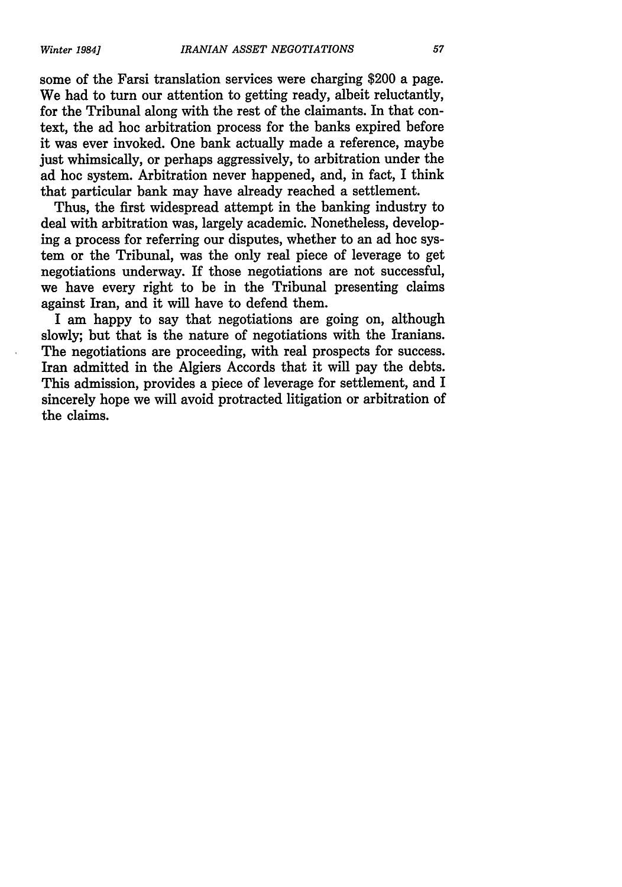some of the Farsi translation services were charging $200 a page. We had to turn our attention to getting ready, albeit reluctantly, for the Tribunal along with the rest of the claimants. In that context, the ad hoc arbitration process for the banks expired before it was ever invoked. One bank actually made a reference, maybe just whimsically, or perhaps aggressively, to arbitration under the ad hoc system. Arbitration never happened, and, in fact, I think that particular bank may have already reached a settlement.

Thus, the first widespread attempt in the banking industry to deal with arbitration was, largely academic. Nonetheless, developing a process for referring our disputes, whether to an ad hoc system or the Tribunal, was the only real piece of leverage to get negotiations underway. If those negotiations are not successful, we have every right to be in the Tribunal presenting claims against Iran, and it will have to defend them.

I am happy to say that negotiations are going on, although slowly; but that is the nature of negotiations with the Iranians. The negotiations are proceeding, with real prospects for success. Iran admitted in the Algiers Accords that it will pay the debts. This admission, provides a piece of leverage for settlement, and I sincerely hope we will avoid protracted litigation or arbitration of the claims.